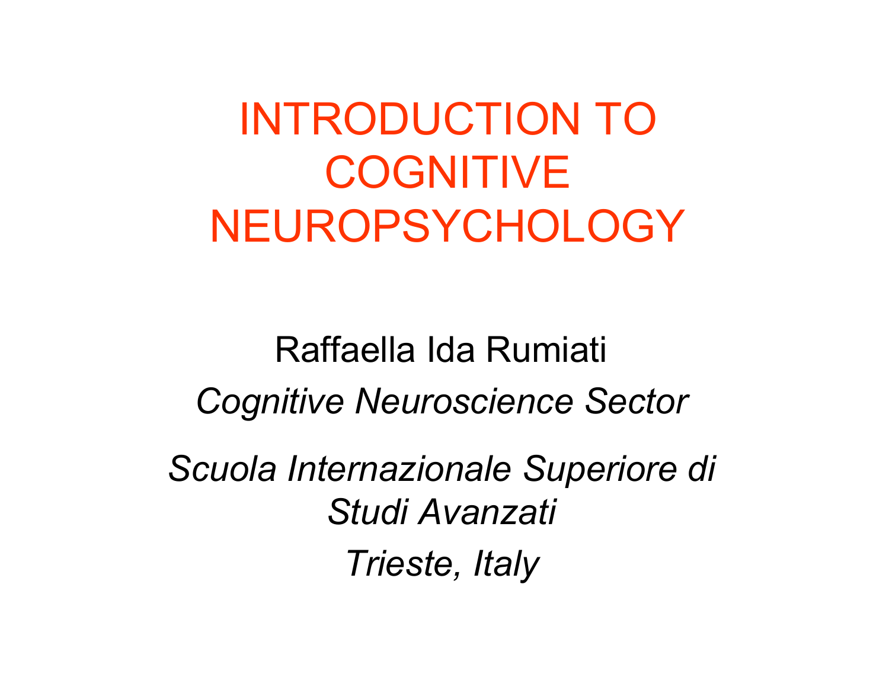# INTRODUCTION TO COGNITIVE NEUROPSYCHOLOGY

Raffaella Ida Rumiati

*Cognitive Neuroscience Sector*

*Scuola Internazionale Superiore di Studi Avanzati*

*Trieste, Italy*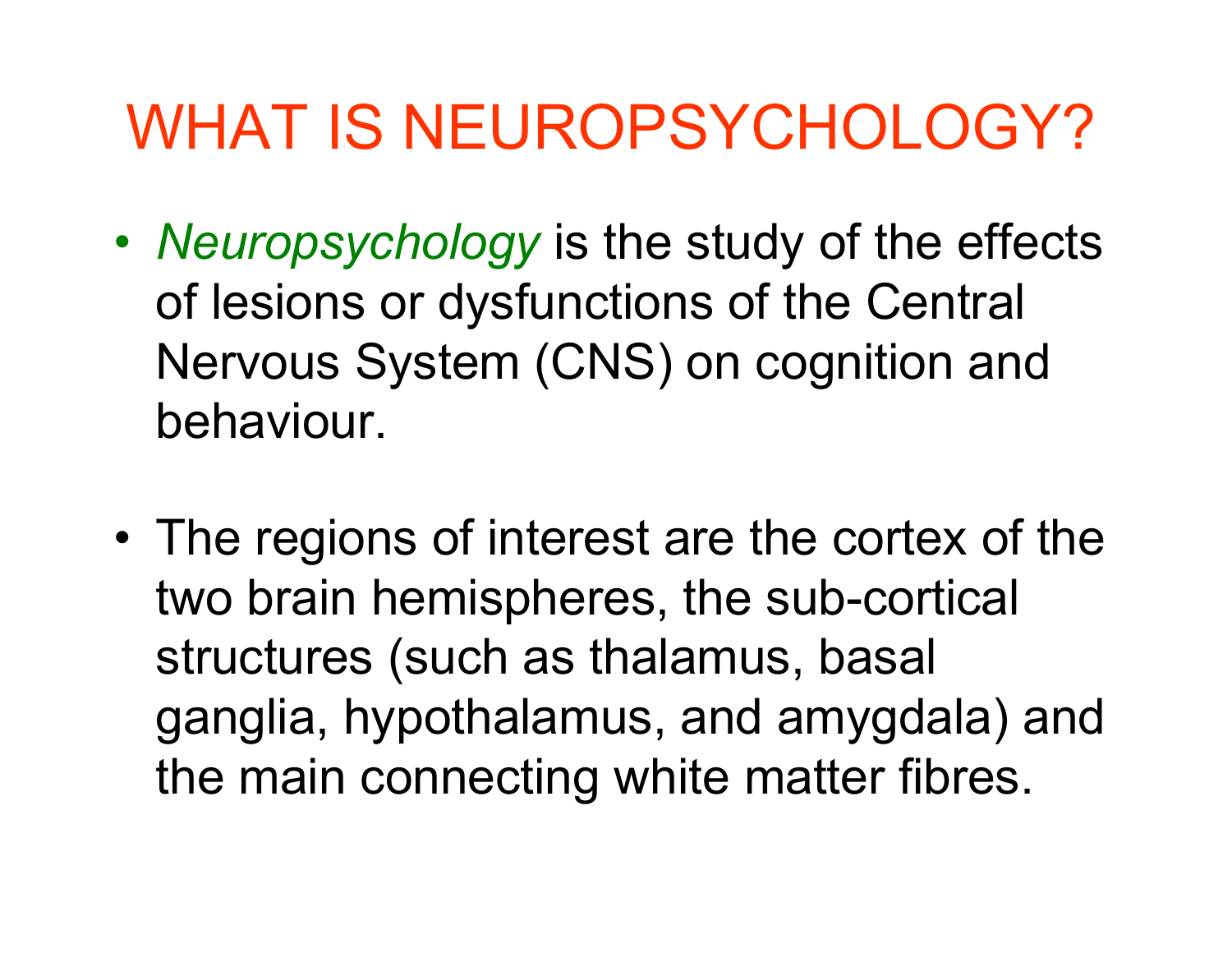# WHAT IS NEUROPSYCHOLOGY?

- *Neuropsychology* is the study of the effects of lesions or dysfunctions of the Central Nervous System (CNS) on cognition and behaviour.

- The regions of interest are the cortex of the two brain hemispheres, the sub-cortical structures (such as thalamus, basal ganglia, hypothalamus, and amygdala) and the main connecting white matter fibres.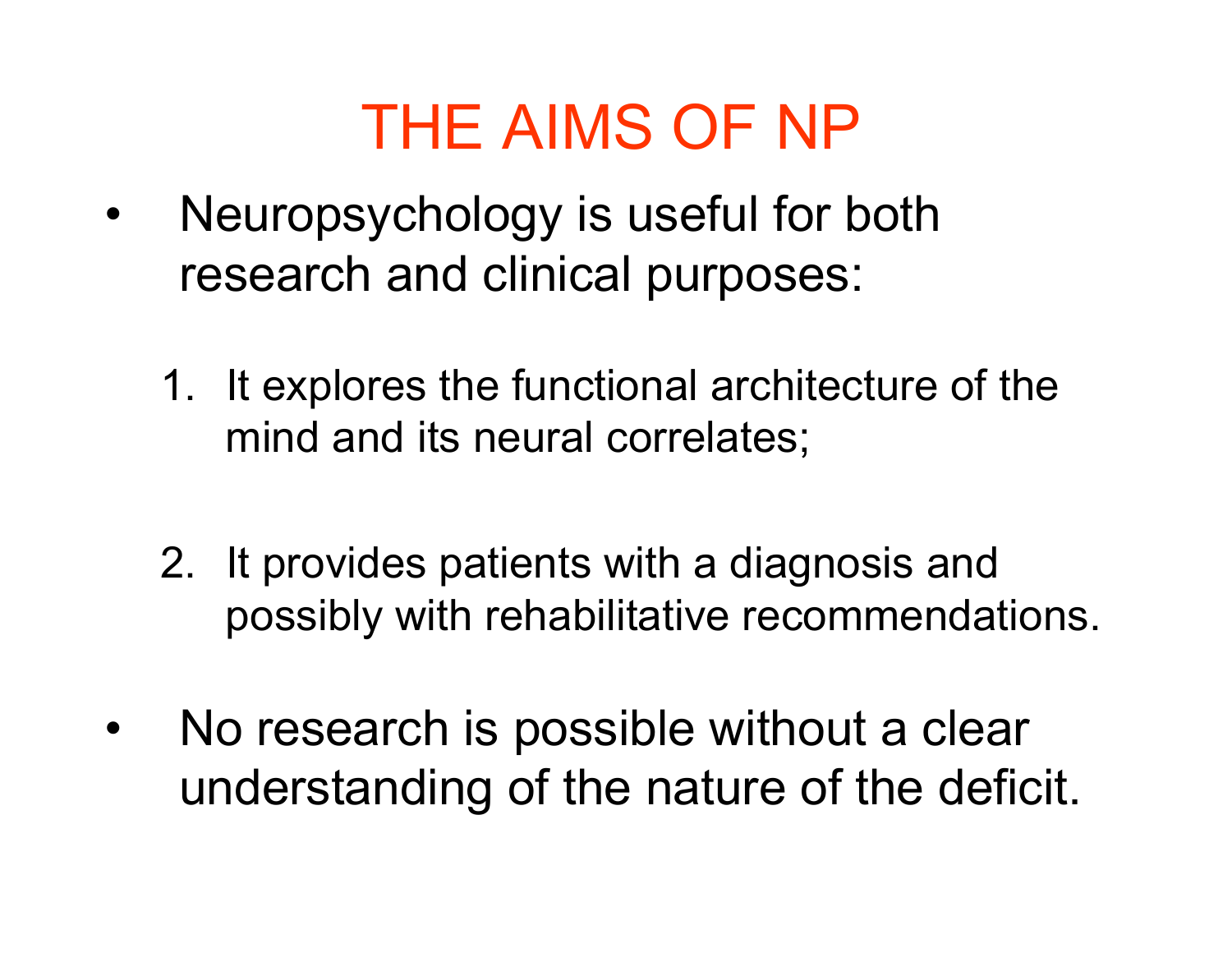# THE AIMS OF NP

- Neuropsychology is useful for both research and clinical purposes:

  1. It explores the functional architecture of the mind and its neural correlates;

  2. It provides patients with a diagnosis and possibly with rehabilitative recommendations.

- No research is possible without a clear understanding of the nature of the deficit.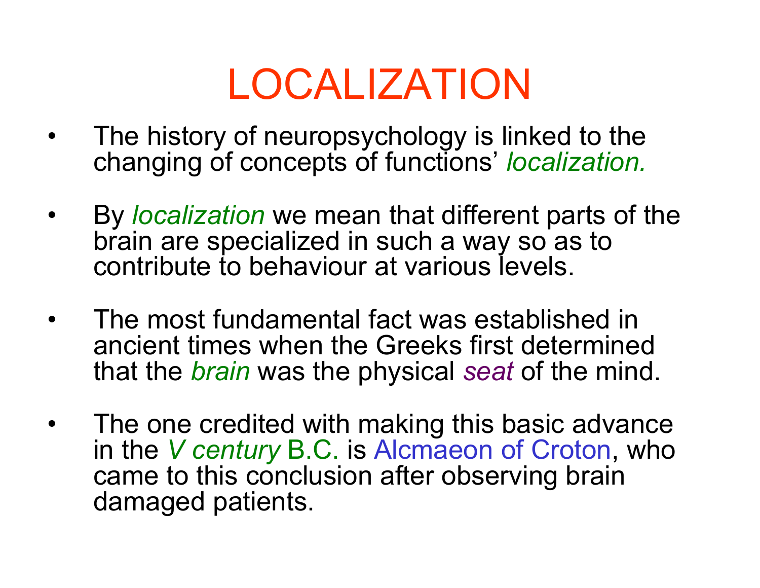# LOCALIZATION

- The history of neuropsychology is linked to the changing of concepts of functions' *localization.*

- By *localization* we mean that different parts of the brain are specialized in such a way so as to contribute to behaviour at various levels.

- The most fundamental fact was established in ancient times when the Greeks first determined that the *brain* was the physical *seat* of the mind.

- The one credited with making this basic advance in the *V century* B.C. is Alcmaeon of Croton, who came to this conclusion after observing brain damaged patients.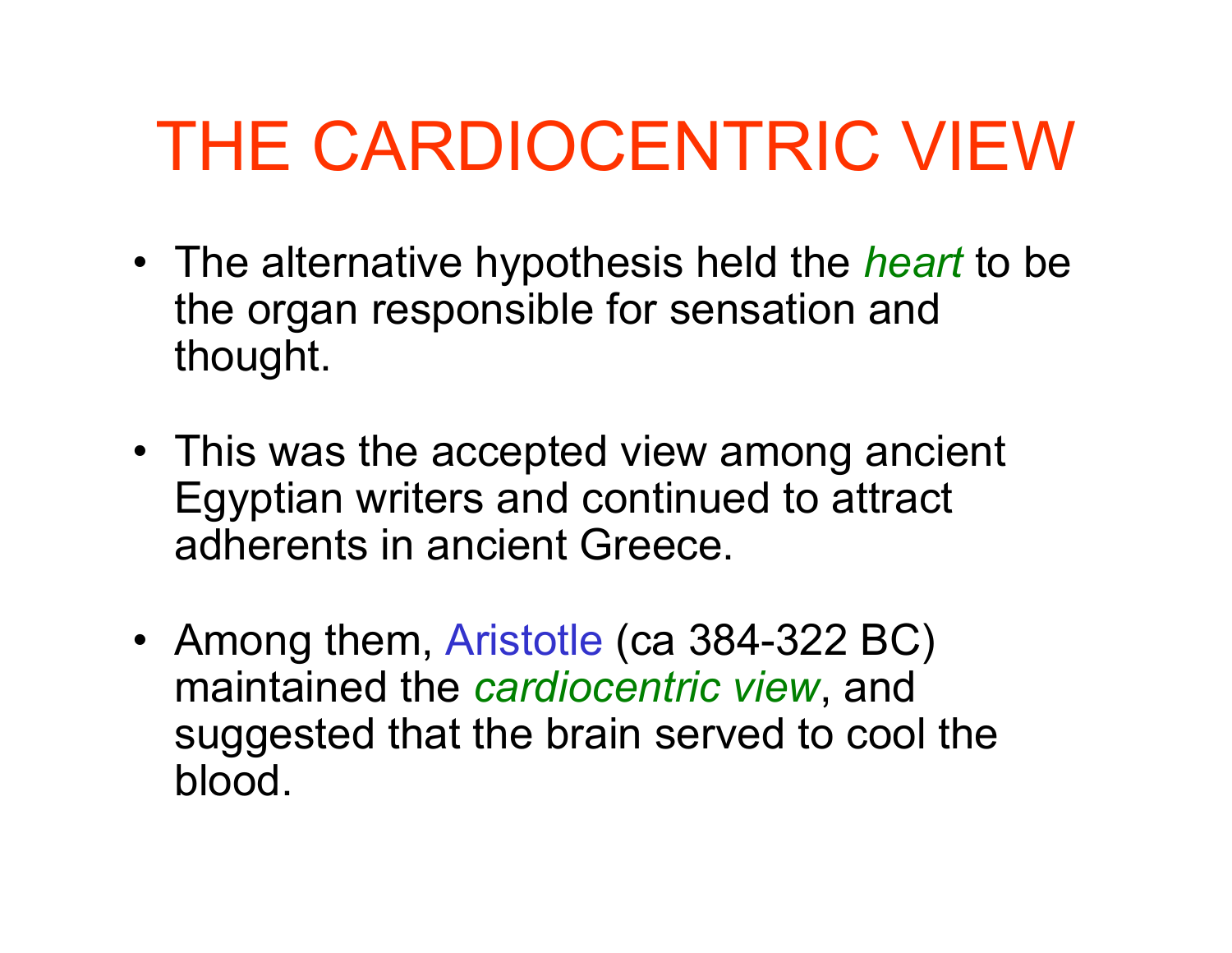# THE CARDIOCENTRIC VIEW

- The alternative hypothesis held the *heart* to be the organ responsible for sensation and thought.

- This was the accepted view among ancient Egyptian writers and continued to attract adherents in ancient Greece.

- Among them, Aristotle (ca 384-322 BC) maintained the *cardiocentric view*, and suggested that the brain served to cool the blood.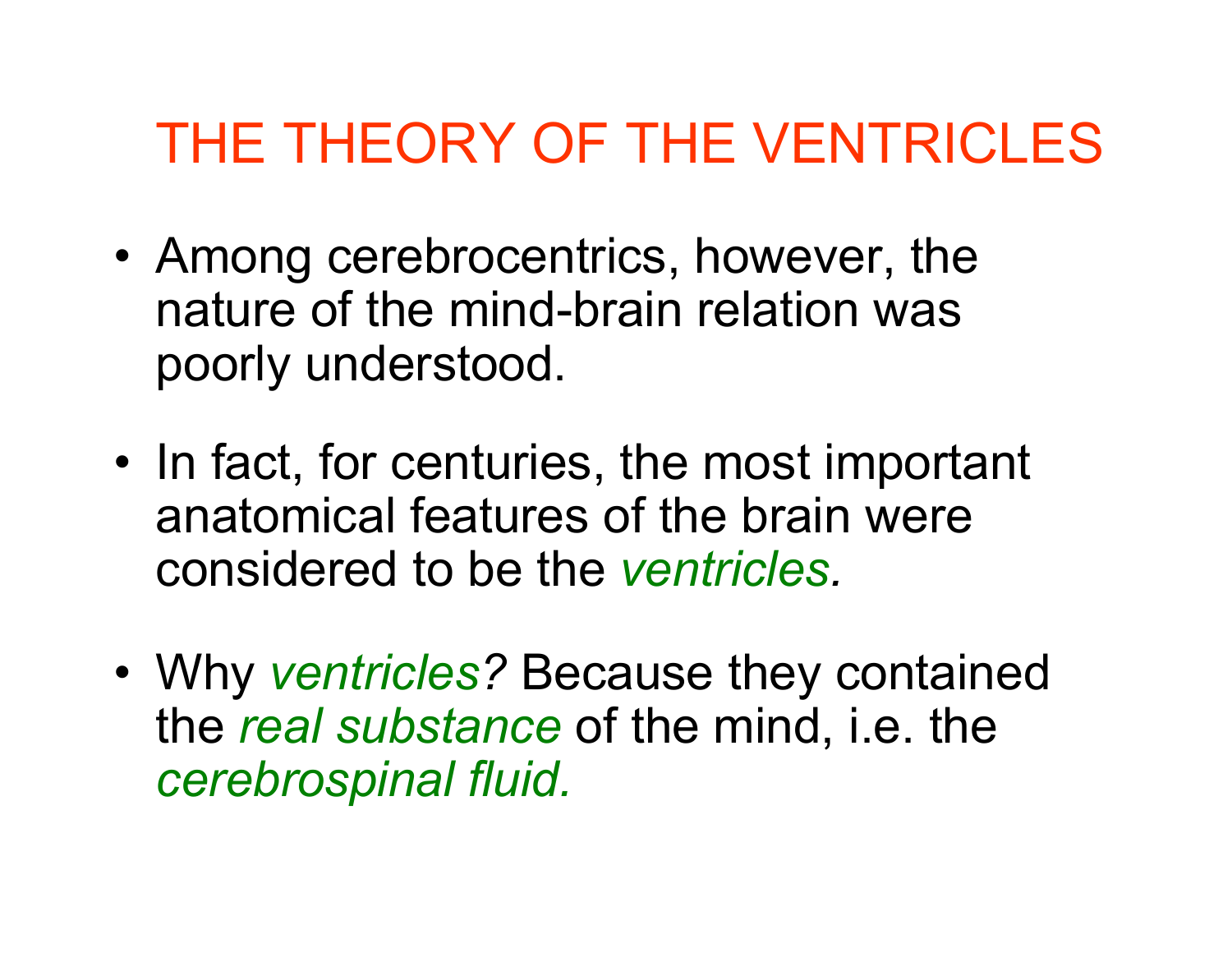# THE THEORY OF THE VENTRICLES

- Among cerebrocentrics, however, the nature of the mind-brain relation was poorly understood.
- In fact, for centuries, the most important anatomical features of the brain were considered to be the *ventricles.*
- Why *ventricles?* Because they contained the *real substance* of the mind, i.e. the *cerebrospinal fluid.*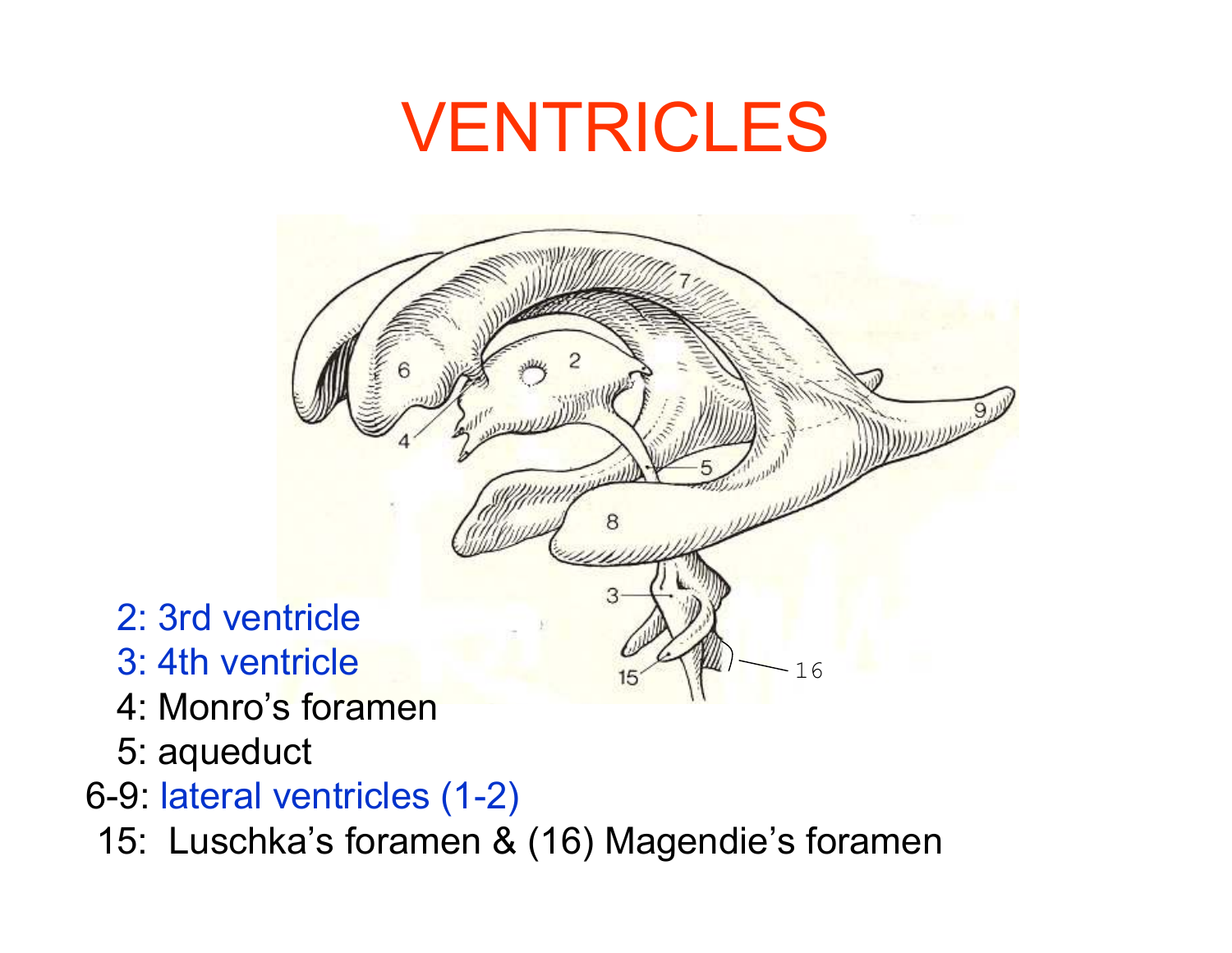# VENTRICLES

- 2: 3rd ventricle
- 3: 4th ventricle
- 4: Monro's foramen
- 5: aqueduct
- 6-9: lateral ventricles (1-2)
- 15: Luschka's foramen & (16) Magendie's foramen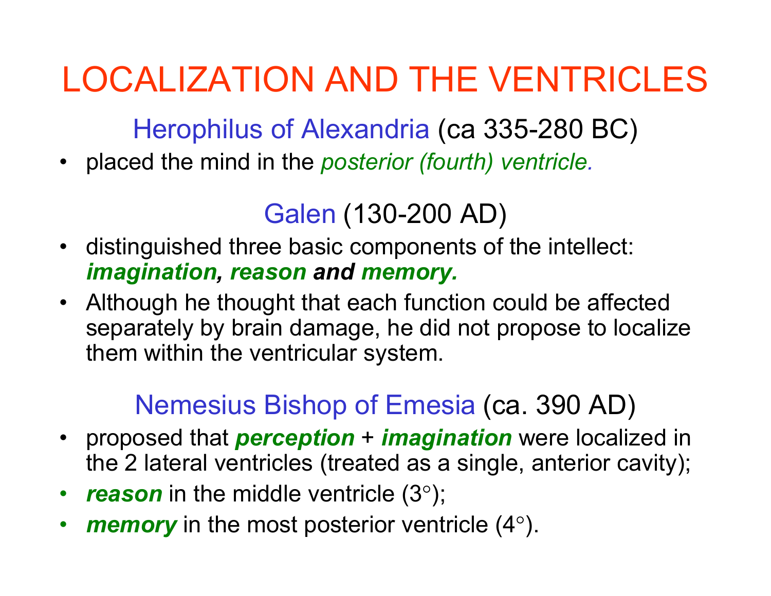# LOCALIZATION AND THE VENTRICLES

## Herophilus of Alexandria (ca 335-280 BC)

- placed the mind in the *posterior (fourth) ventricle.*

## Galen (130-200 AD)

- distinguished three basic components of the intellect: ***imagination, reason and memory.***
- Although he thought that each function could be affected separately by brain damage, he did not propose to localize them within the ventricular system.

## Nemesius Bishop of Emesia (ca. 390 AD)

- proposed that ***perception*** + ***imagination*** were localized in the 2 lateral ventricles (treated as a single, anterior cavity);
- ***reason*** in the middle ventricle (3°);
- ***memory*** in the most posterior ventricle (4°).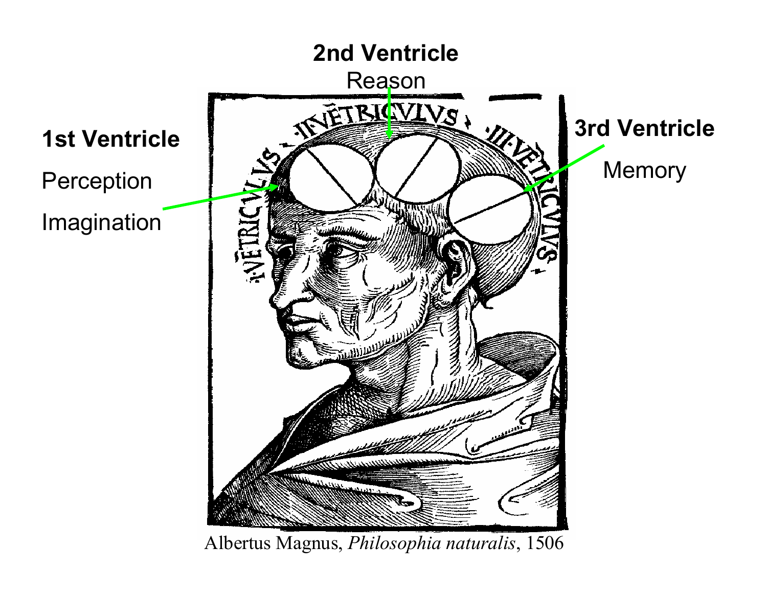**2nd Ventricle**

Reason

**1st Ventricle**

Perception

Imagination

**3rd Ventricle**

Memory

Albertus Magnus, *Philosophia naturalis*, 1506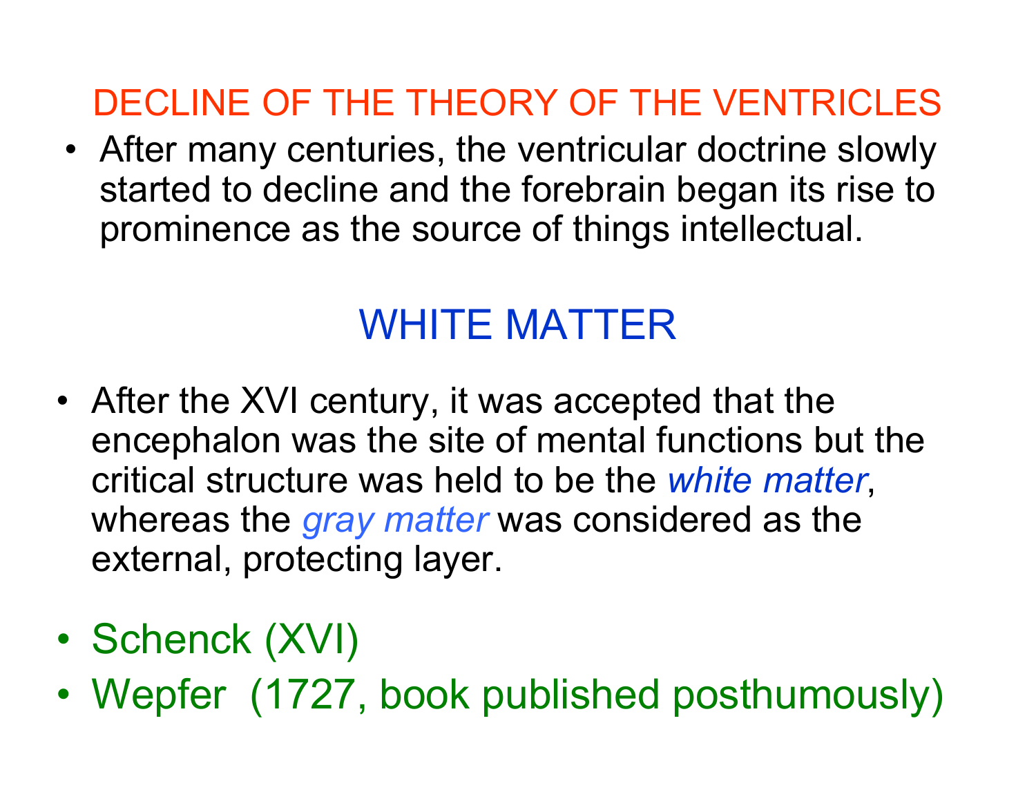## DECLINE OF THE THEORY OF THE VENTRICLES

- After many centuries, the ventricular doctrine slowly started to decline and the forebrain began its rise to prominence as the source of things intellectual.

## WHITE MATTER

- After the XVI century, it was accepted that the encephalon was the site of mental functions but the critical structure was held to be the *white matter*, whereas the *gray matter* was considered as the external, protecting layer.
- Schenck (XVI)
- Wepfer (1727, book published posthumously)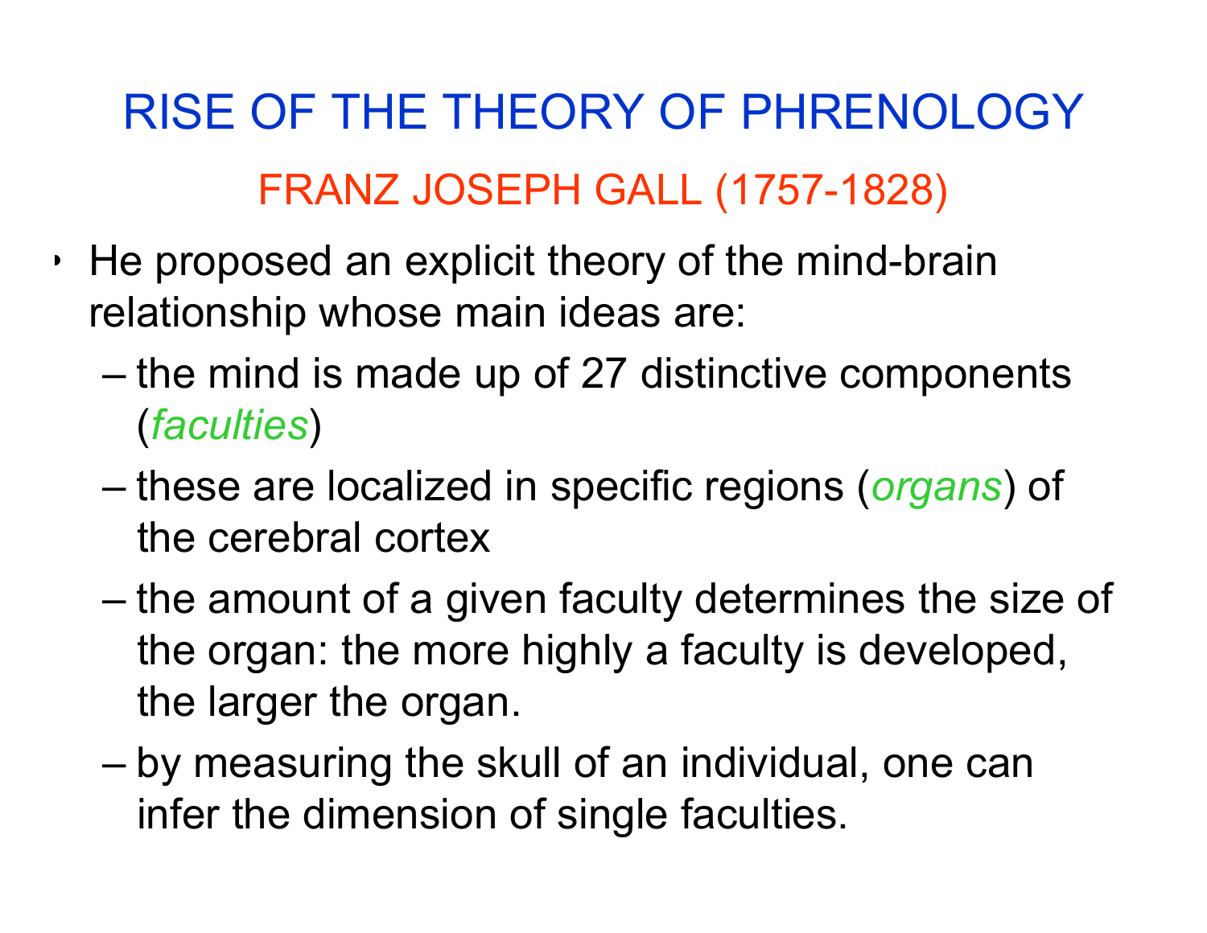# RISE OF THE THEORY OF PHRENOLOGY

## FRANZ JOSEPH GALL (1757-1828)

- He proposed an explicit theory of the mind-brain relationship whose main ideas are:
  - the mind is made up of 27 distinctive components (*faculties*)
  - these are localized in specific regions (*organs*) of the cerebral cortex
  - the amount of a given faculty determines the size of the organ: the more highly a faculty is developed, the larger the organ.
  - by measuring the skull of an individual, one can infer the dimension of single faculties.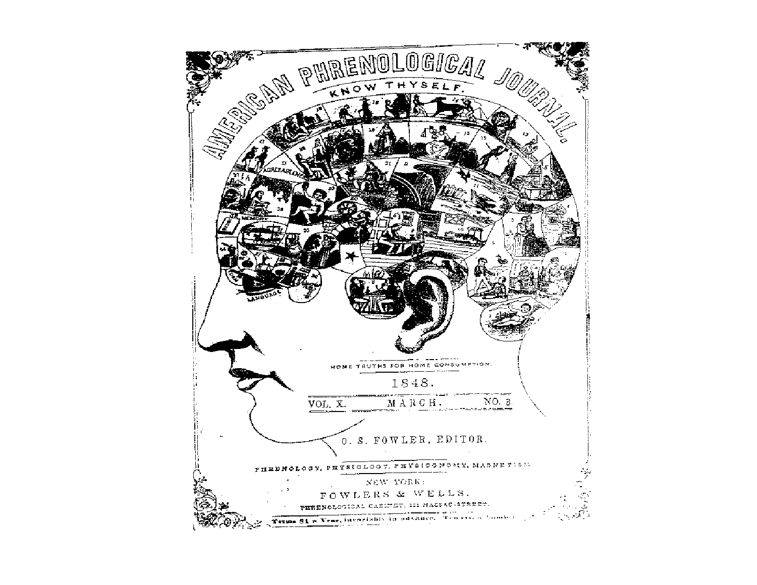# AMERICAN PHRENOLOGICAL JOURNAL.

KNOW THYSELF.

HOME TRUTHS FOR HOME CONSUMPTION.

1848.

VOL. X. MARCH. NO. 3

O. S. FOWLER, EDITOR.

PHRENOLOGY, PHYSIOLOGY, PHYSIOGNOMY, MAGNETISM.

NEW YORK:

FOWLERS & WELLS.

PHRENOLOGICAL CABINET, 131 NASSAU-STREET.

Terms $1 a Year, invariably in advance.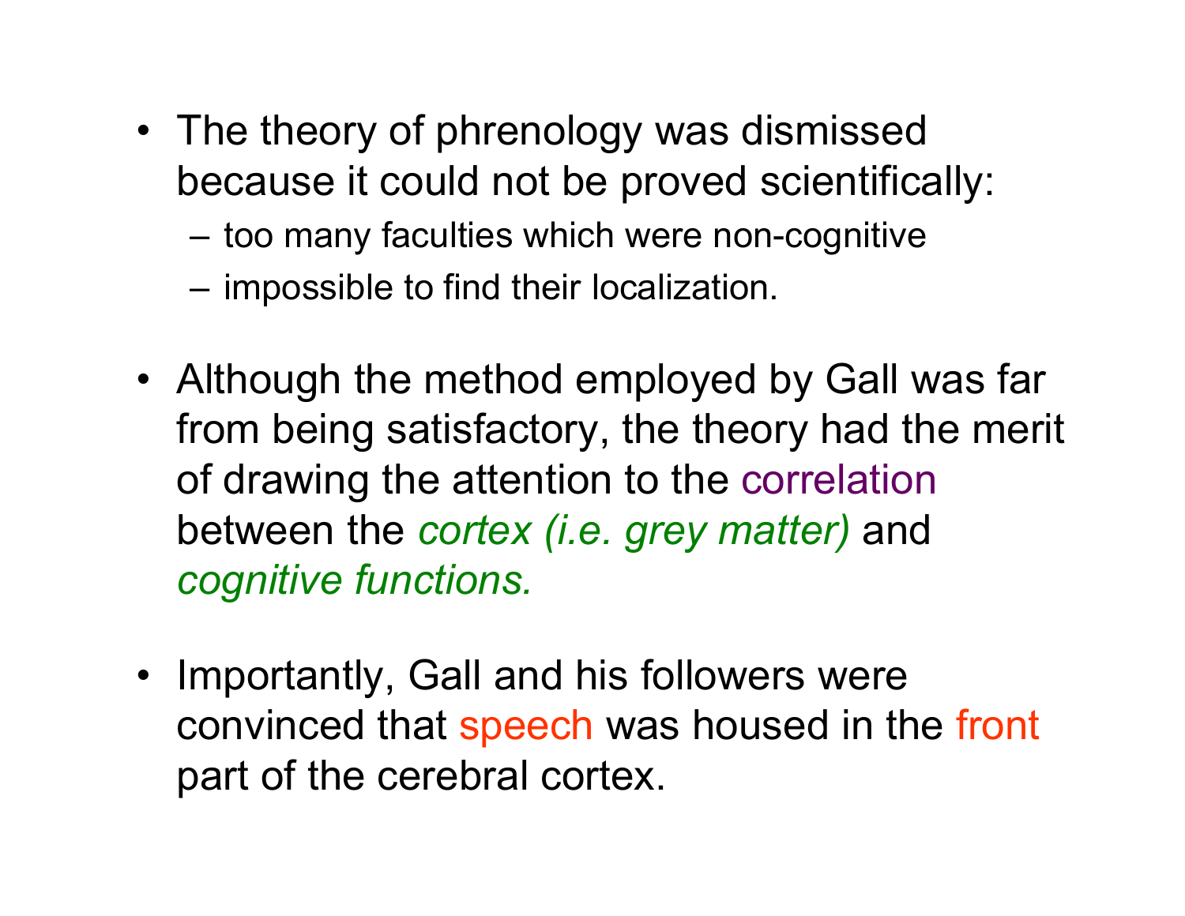- The theory of phrenology was dismissed because it could not be proved scientifically:
  - too many faculties which were non-cognitive
  - impossible to find their localization.

- Although the method employed by Gall was far from being satisfactory, the theory had the merit of drawing the attention to the correlation between the *cortex (i.e. grey matter)* and *cognitive functions.*

- Importantly, Gall and his followers were convinced that speech was housed in the front part of the cerebral cortex.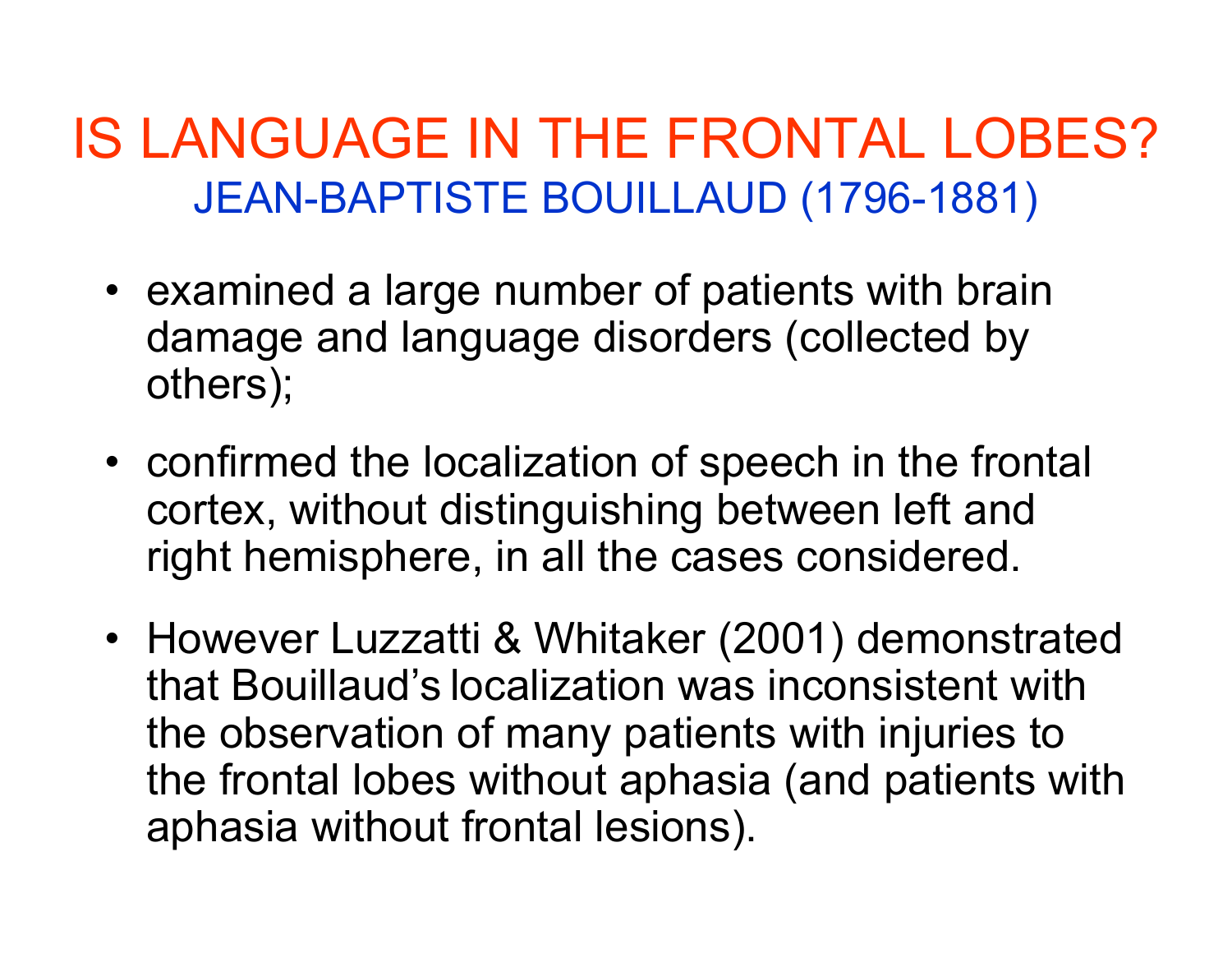# IS LANGUAGE IN THE FRONTAL LOBES?

## JEAN-BAPTISTE BOUILLAUD (1796-1881)

- examined a large number of patients with brain damage and language disorders (collected by others);
- confirmed the localization of speech in the frontal cortex, without distinguishing between left and right hemisphere, in all the cases considered.
- However Luzzatti & Whitaker (2001) demonstrated that Bouillaud's localization was inconsistent with the observation of many patients with injuries to the frontal lobes without aphasia (and patients with aphasia without frontal lesions).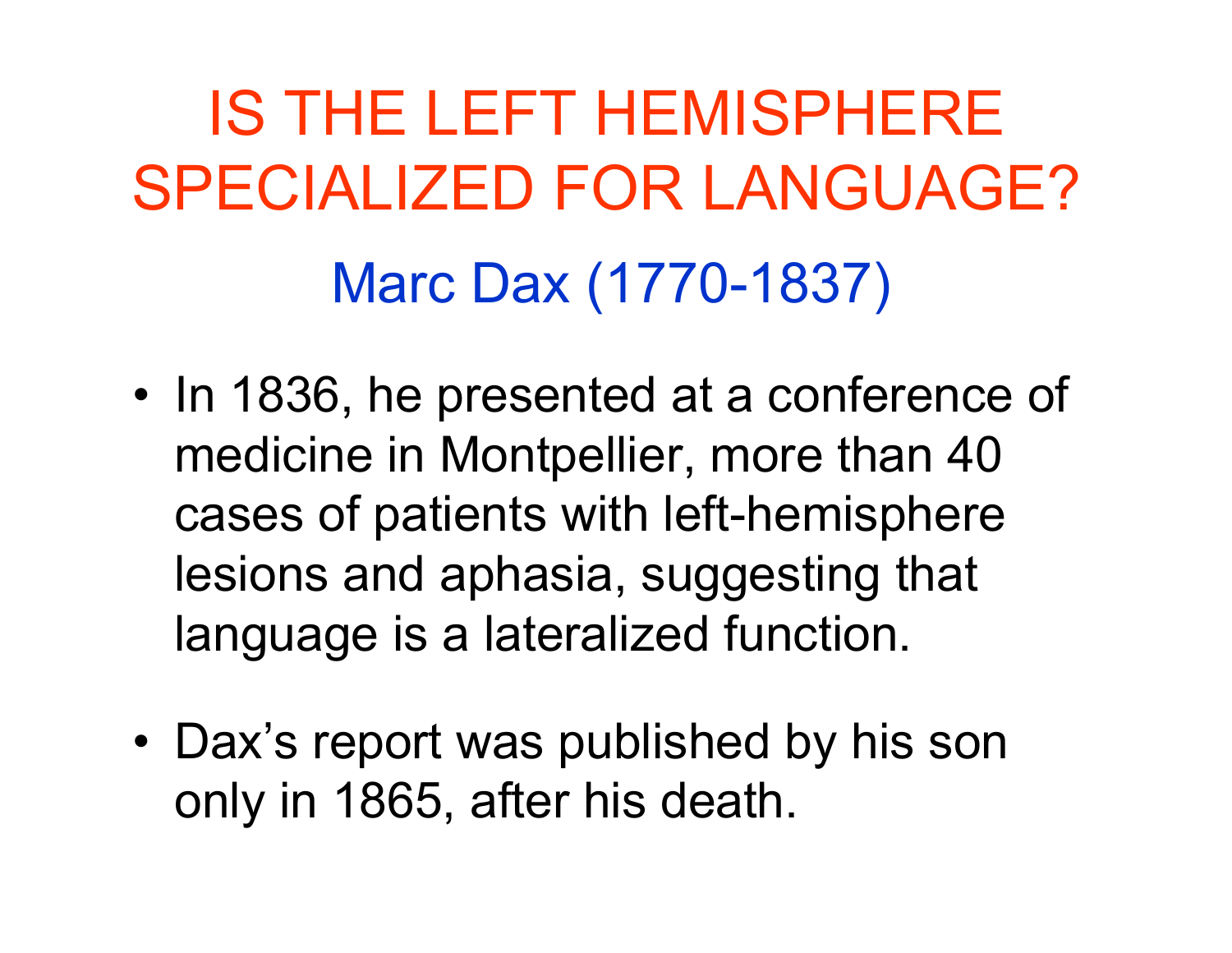# IS THE LEFT HEMISPHERE SPECIALIZED FOR LANGUAGE?

## Marc Dax (1770-1837)

- In 1836, he presented at a conference of medicine in Montpellier, more than 40 cases of patients with left-hemisphere lesions and aphasia, suggesting that language is a lateralized function.
- Dax's report was published by his son only in 1865, after his death.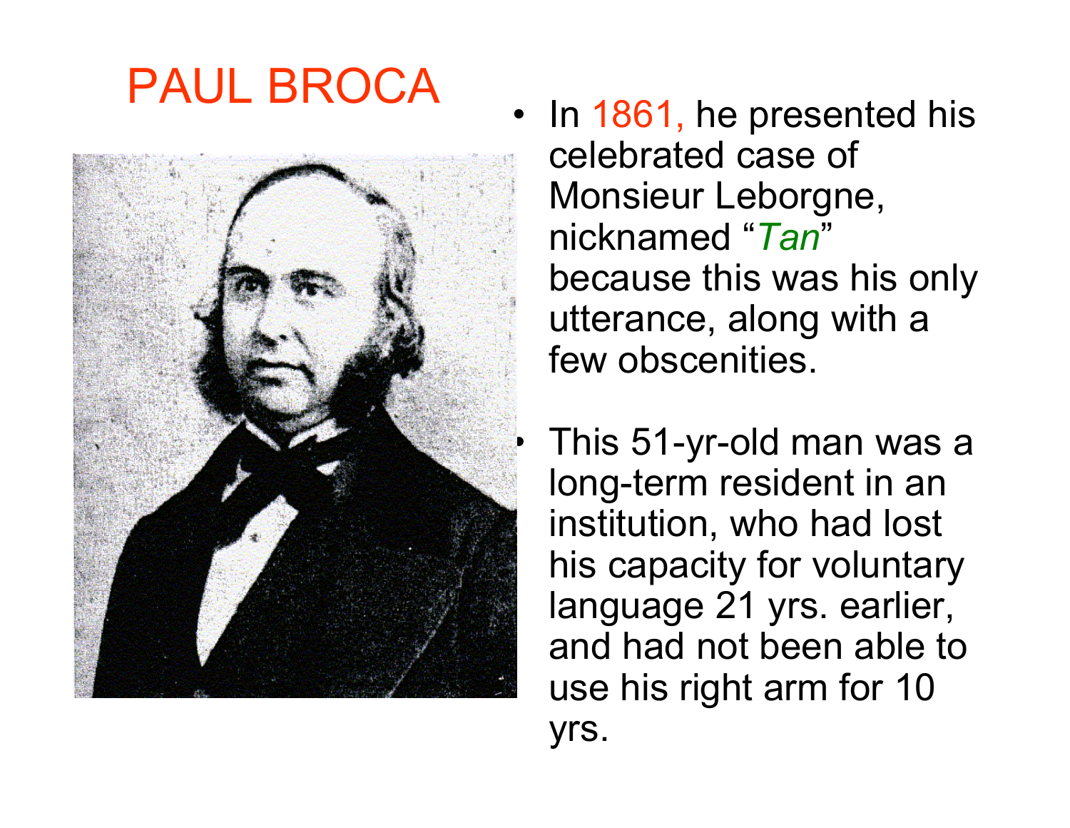# PAUL BROCA

- In 1861, he presented his celebrated case of Monsieur Leborgne, nicknamed "*Tan*" because this was his only utterance, along with a few obscenities.
- This 51-yr-old man was a long-term resident in an institution, who had lost his capacity for voluntary language 21 yrs. earlier, and had not been able to use his right arm for 10 yrs.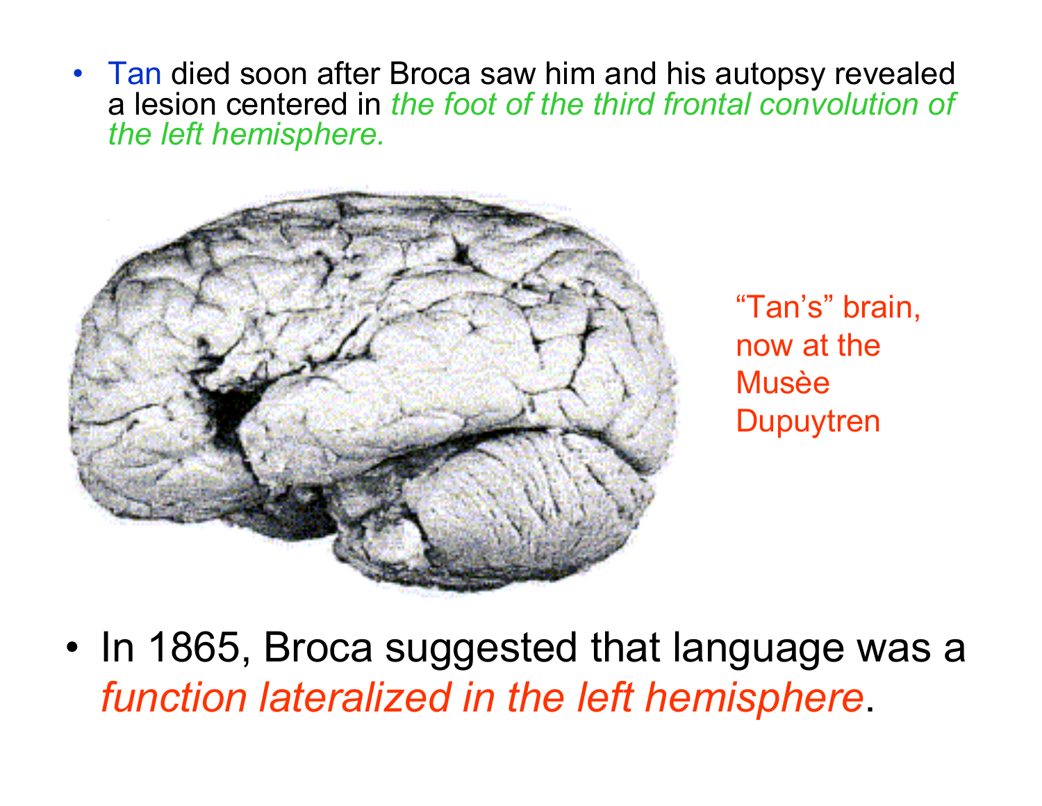- Tan died soon after Broca saw him and his autopsy revealed a lesion centered in *the foot of the third frontal convolution of the left hemisphere.*

"Tan's" brain, now at the Musèe Dupuytren

- In 1865, Broca suggested that language was a *function lateralized in the left hemisphere*.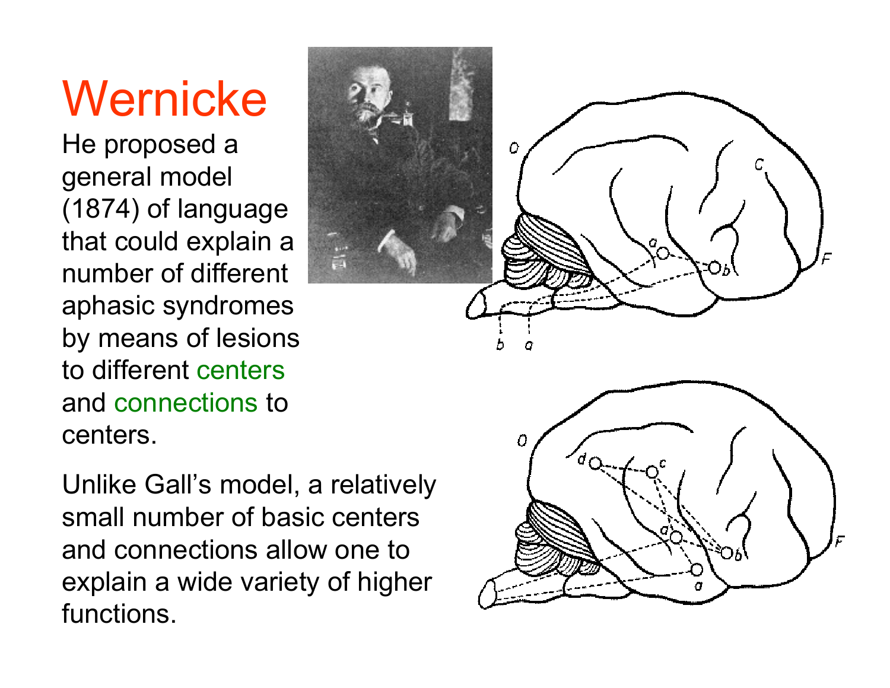# Wernicke

He proposed a general model (1874) of language that could explain a number of different aphasic syndromes by means of lesions to different centers and connections to centers.

Unlike Gall's model, a relatively small number of basic centers and connections allow one to explain a wide variety of higher functions.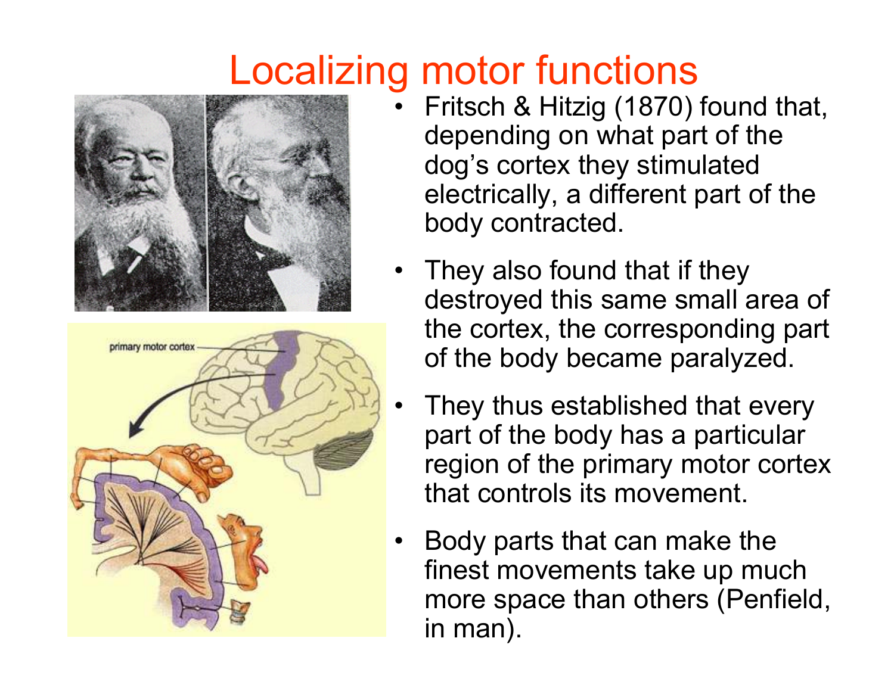# Localizing motor functions

- Fritsch & Hitzig (1870) found that, depending on what part of the dog's cortex they stimulated electrically, a different part of the body contracted.
- They also found that if they destroyed this same small area of the cortex, the corresponding part of the body became paralyzed.
- They thus established that every part of the body has a particular region of the primary motor cortex that controls its movement.
- Body parts that can make the finest movements take up much more space than others (Penfield, in man).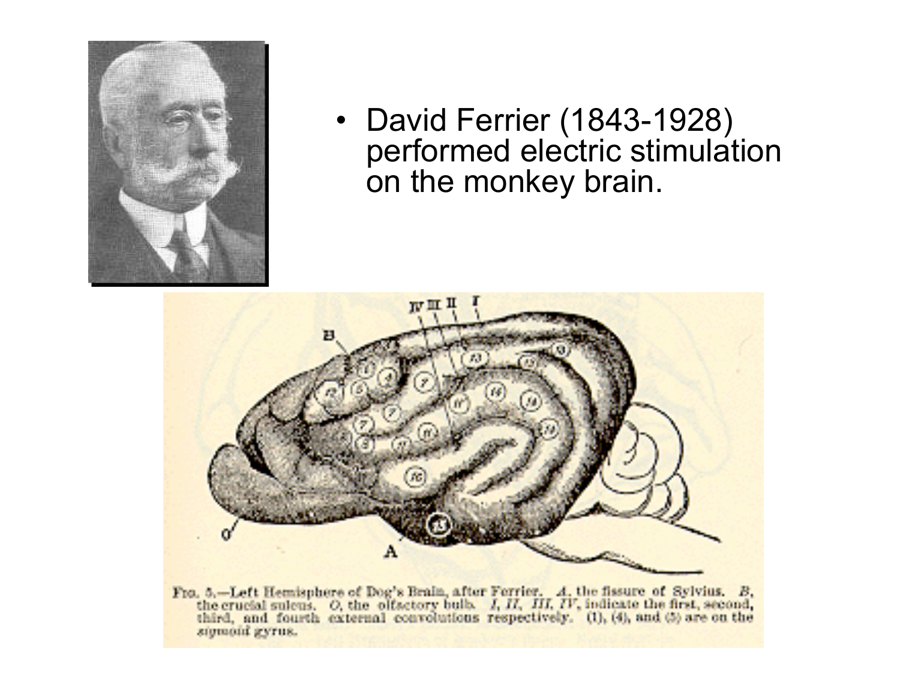- David Ferrier (1843-1928) performed electric stimulation on the monkey brain.

FIG. 5.—Left Hemisphere of Dog's Brain, after Ferrier. *A*, the fissure of Sylvius. *B*, the crucial sulcus. *O*, the olfactory bulb. *I*, *II*, *III*, *IV*, indicate the first, second, third, and fourth external convolutions respectively. (1), (4), and (5) are on the sigmoid gyrus.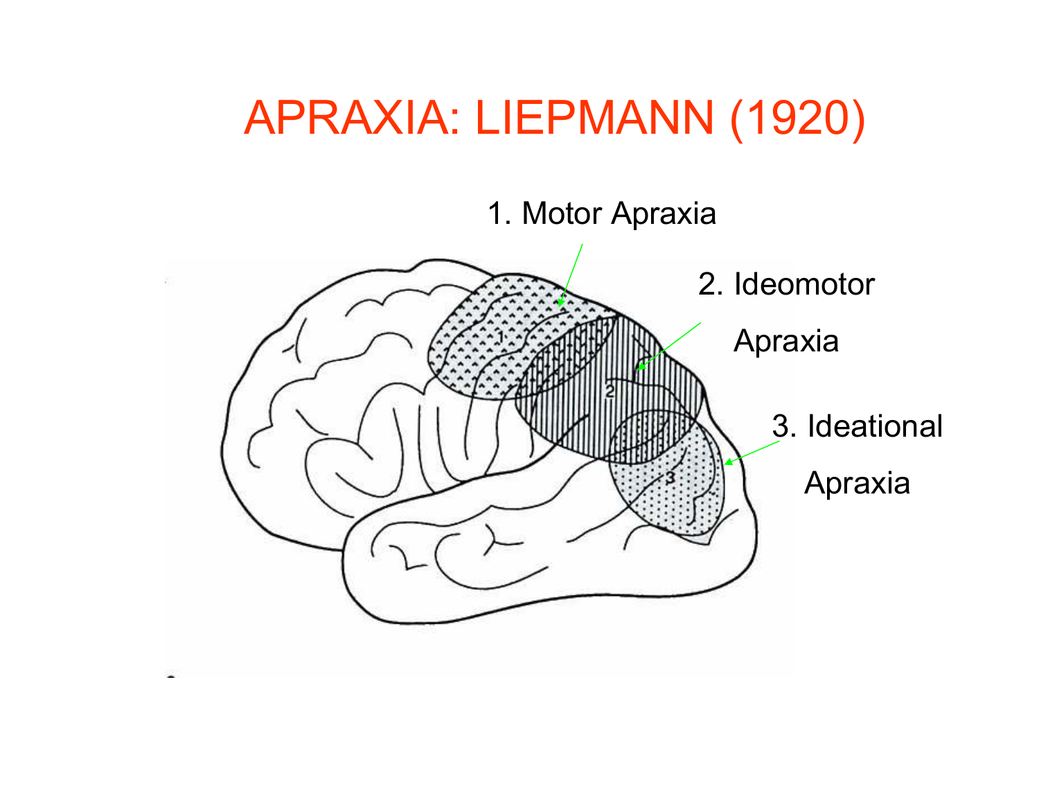# APRAXIA: LIEPMANN (1920)

1. Motor Apraxia

2. Ideomotor Apraxia

3. Ideational Apraxia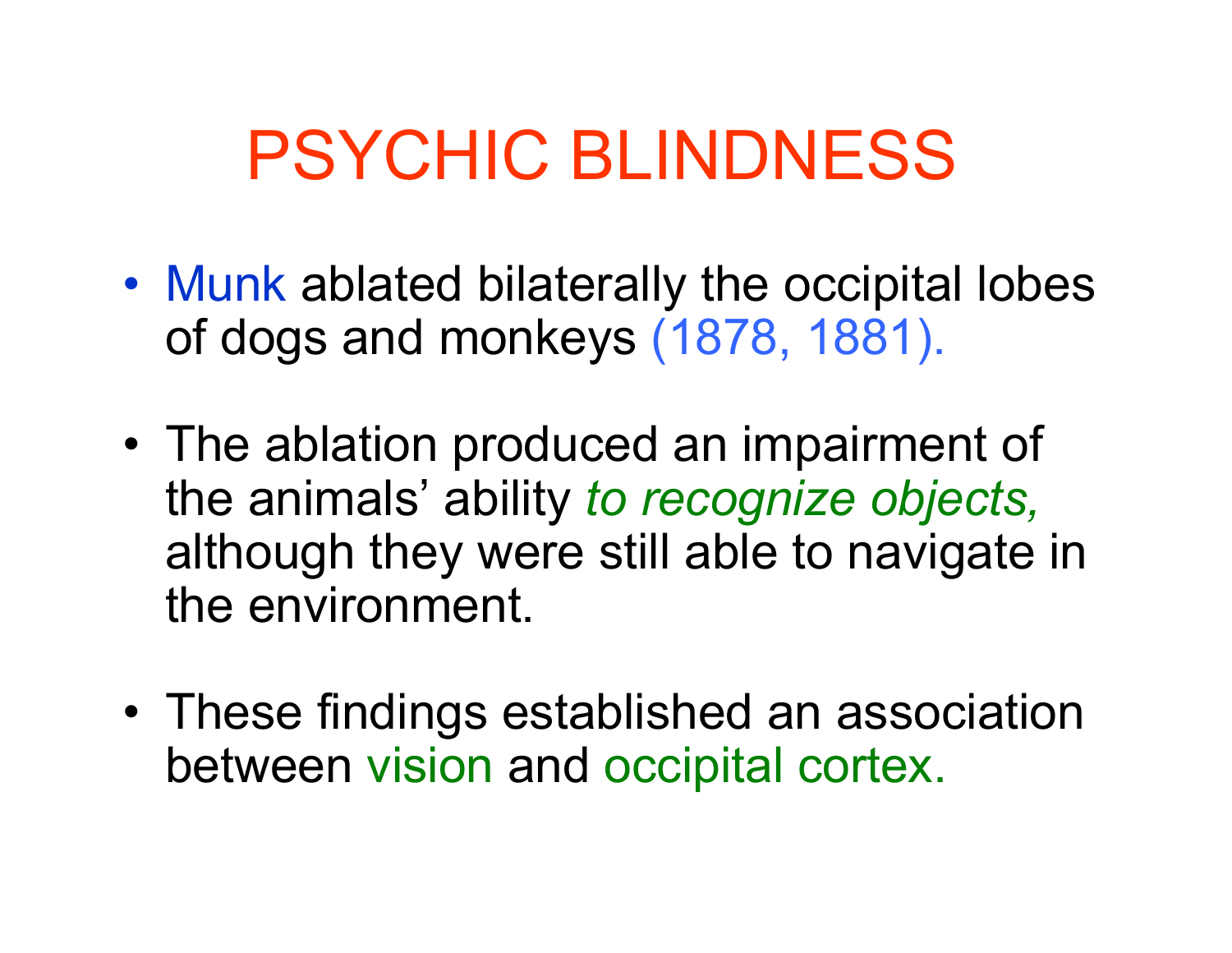# PSYCHIC BLINDNESS

- Munk ablated bilaterally the occipital lobes of dogs and monkeys (1878, 1881).
- The ablation produced an impairment of the animals' ability *to recognize objects,* although they were still able to navigate in the environment.
- These findings established an association between vision and occipital cortex.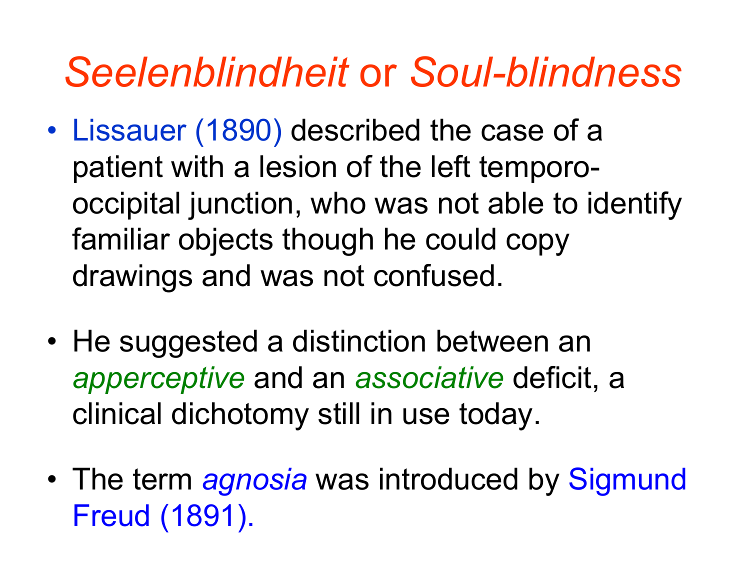# *Seelenblindheit* or *Soul-blindness*

- Lissauer (1890) described the case of a patient with a lesion of the left temporo-occipital junction, who was not able to identify familiar objects though he could copy drawings and was not confused.

- He suggested a distinction between an *apperceptive* and an *associative* deficit, a clinical dichotomy still in use today.

- The term *agnosia* was introduced by Sigmund Freud (1891).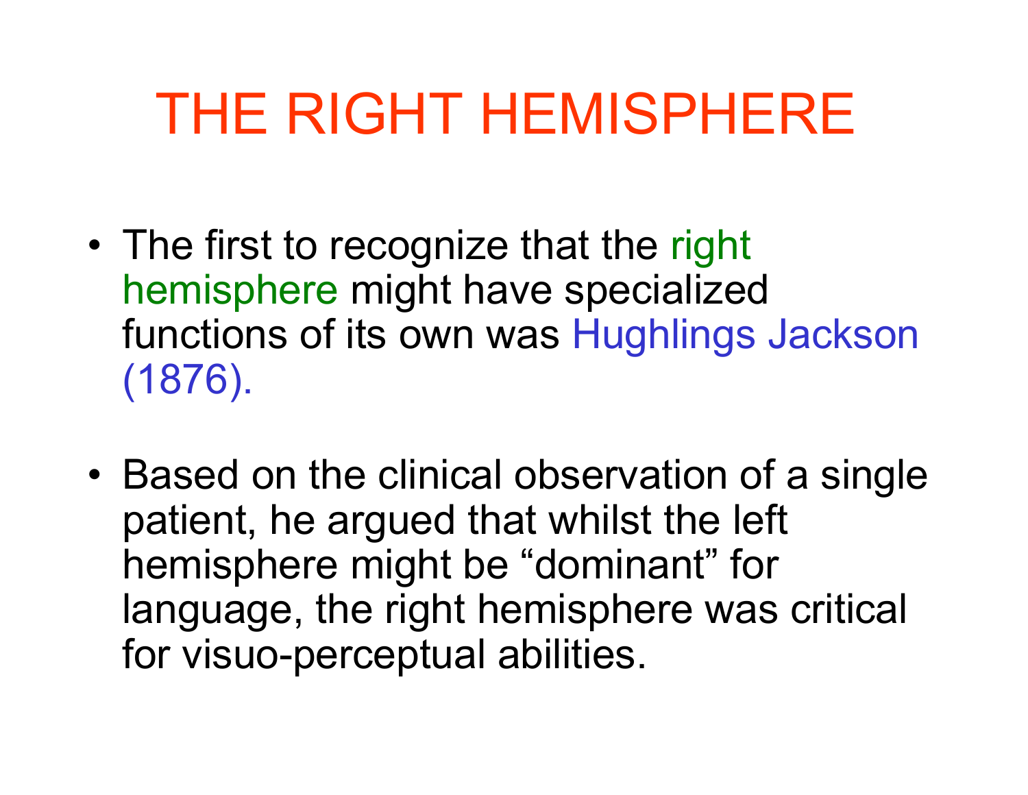# THE RIGHT HEMISPHERE

- The first to recognize that the right hemisphere might have specialized functions of its own was Hughlings Jackson (1876).

- Based on the clinical observation of a single patient, he argued that whilst the left hemisphere might be “dominant” for language, the right hemisphere was critical for visuo-perceptual abilities.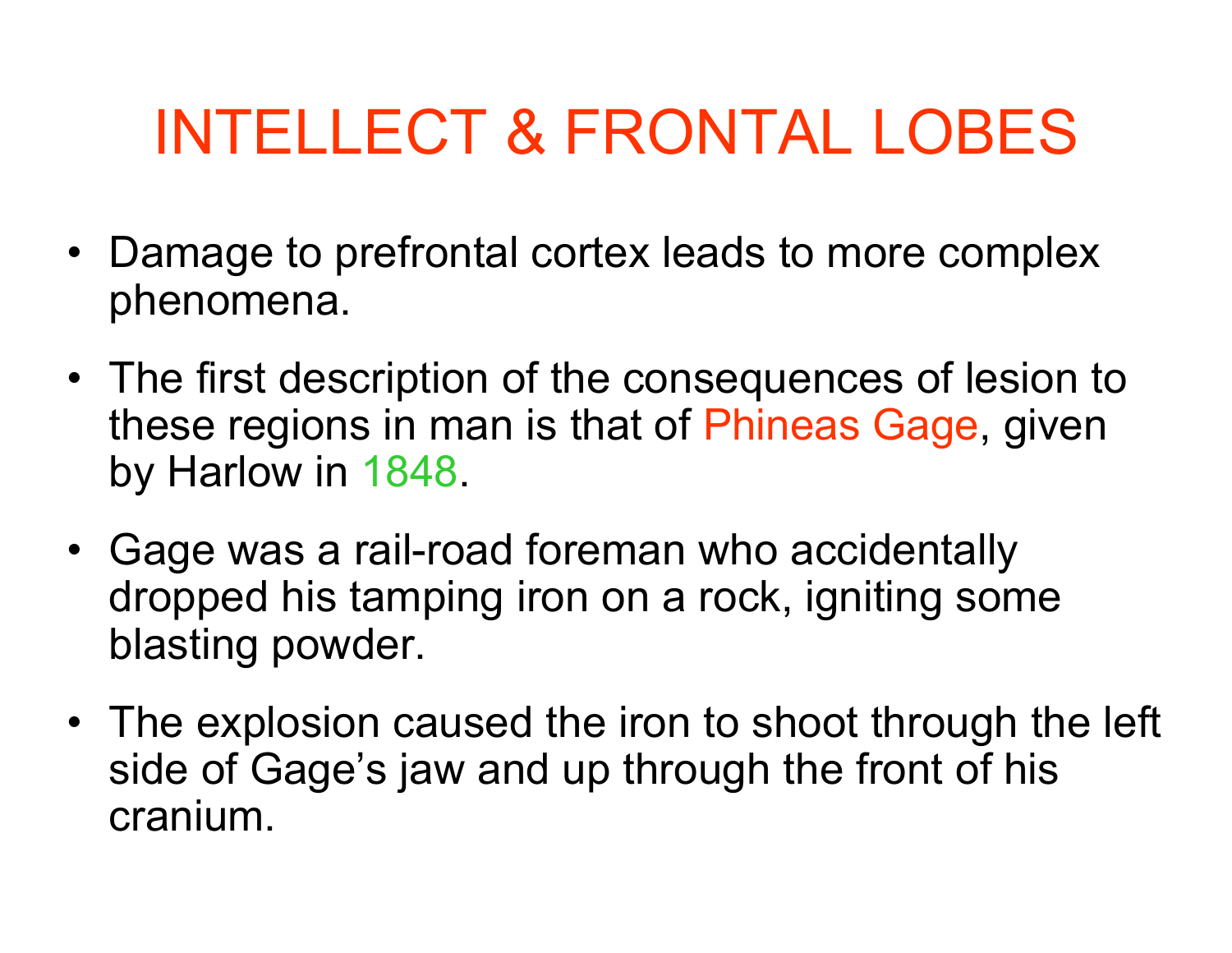# INTELLECT & FRONTAL LOBES

- Damage to prefrontal cortex leads to more complex phenomena.
- The first description of the consequences of lesion to these regions in man is that of Phineas Gage, given by Harlow in 1848.
- Gage was a rail-road foreman who accidentally dropped his tamping iron on a rock, igniting some blasting powder.
- The explosion caused the iron to shoot through the left side of Gage's jaw and up through the front of his cranium.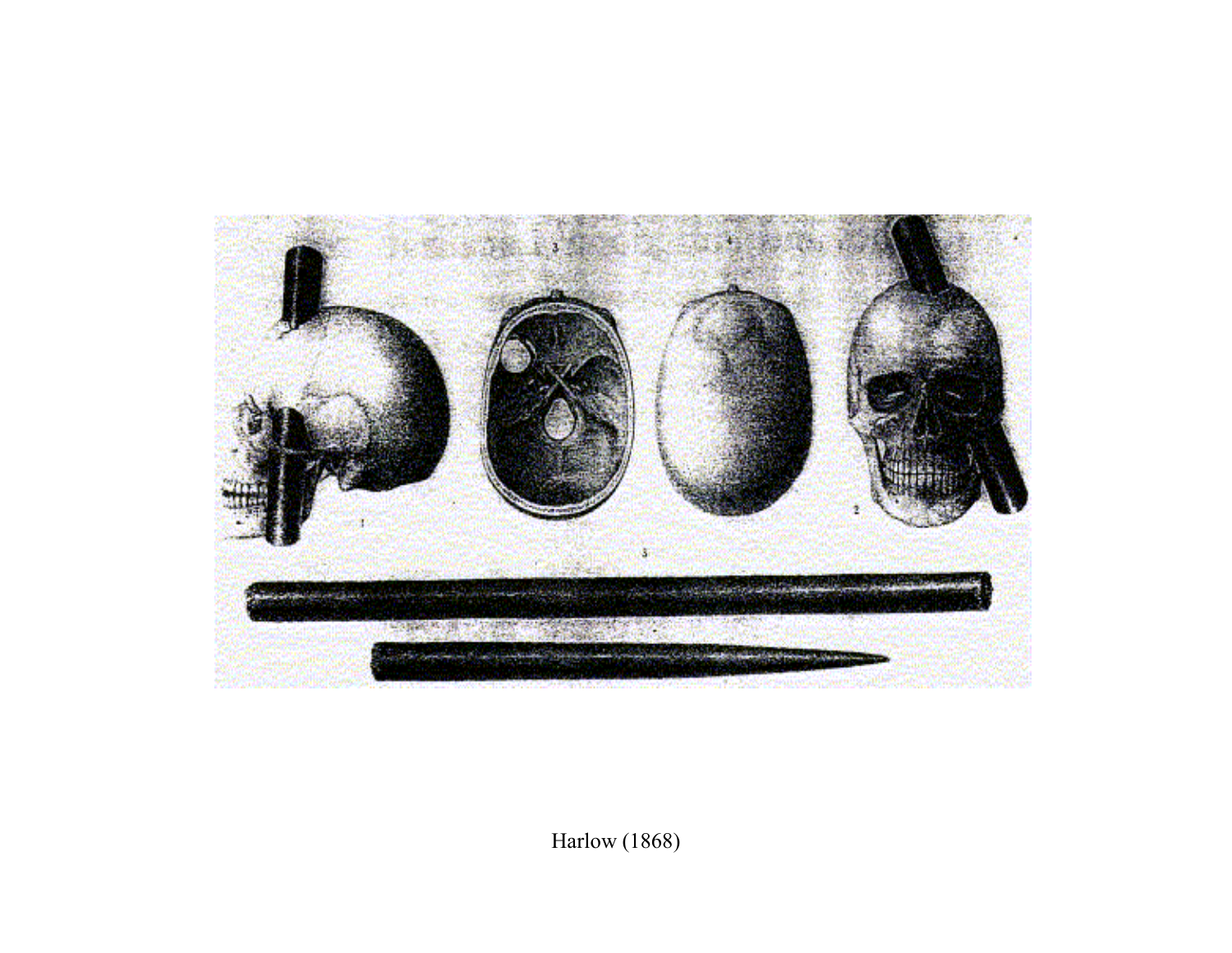Harlow (1868)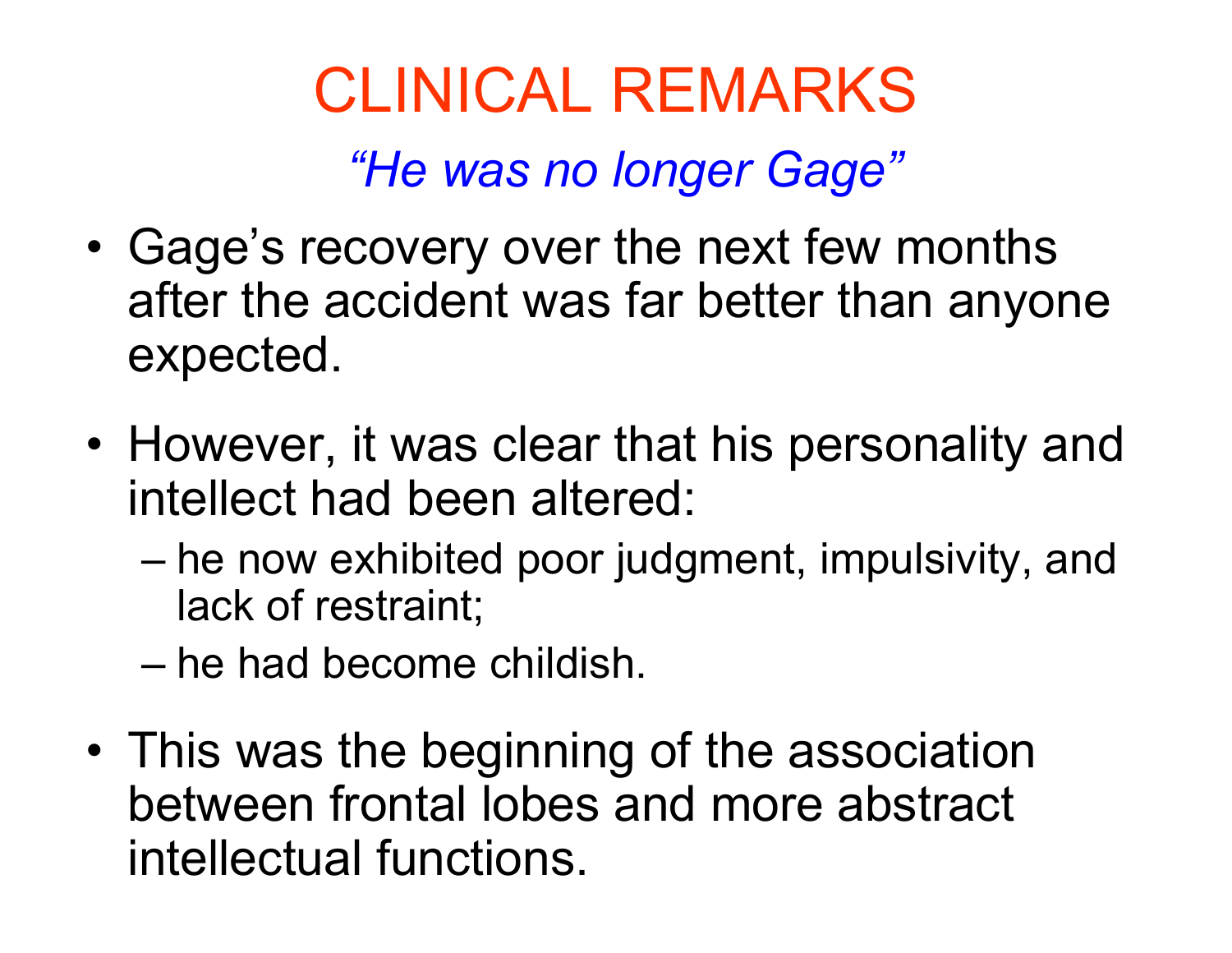# CLINICAL REMARKS

*"He was no longer Gage"*

- Gage's recovery over the next few months after the accident was far better than anyone expected.
- However, it was clear that his personality and intellect had been altered:
  - he now exhibited poor judgment, impulsivity, and lack of restraint;
  - he had become childish.
- This was the beginning of the association between frontal lobes and more abstract intellectual functions.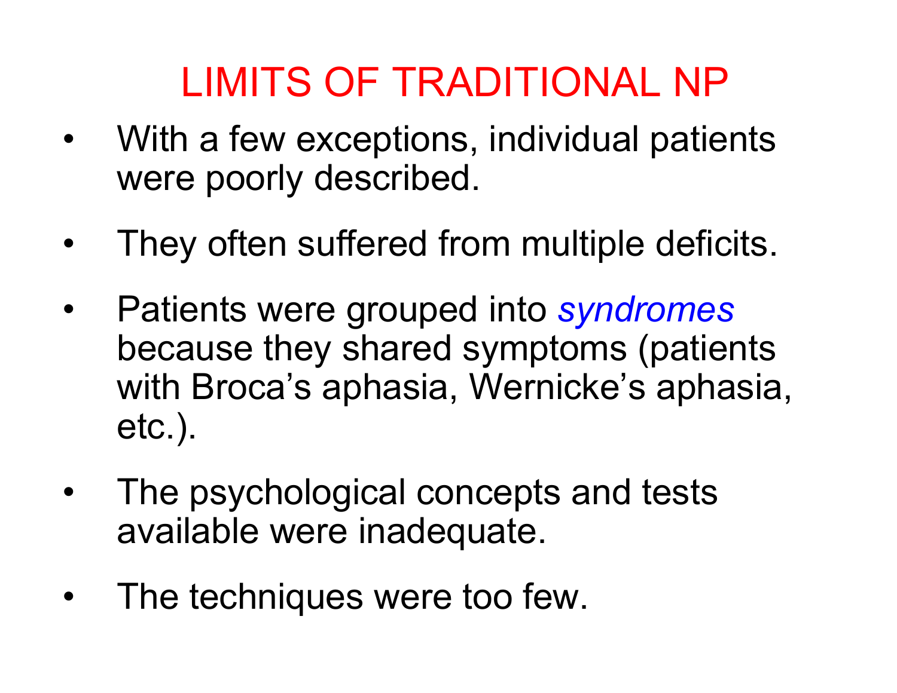# LIMITS OF TRADITIONAL NP

- With a few exceptions, individual patients were poorly described.
- They often suffered from multiple deficits.
- Patients were grouped into *syndromes* because they shared symptoms (patients with Broca's aphasia, Wernicke's aphasia, etc.).
- The psychological concepts and tests available were inadequate.
- The techniques were too few.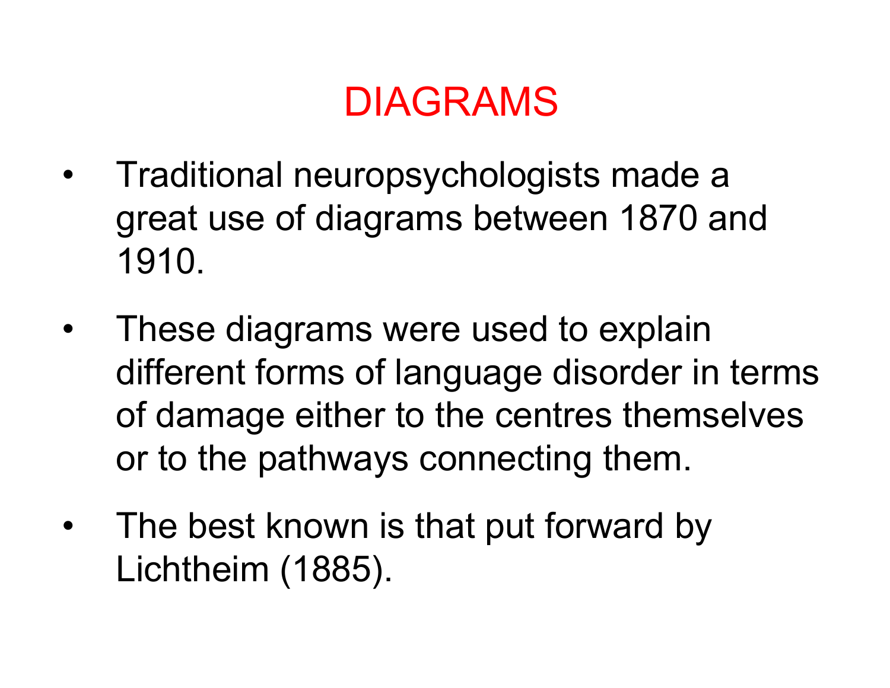# DIAGRAMS

- Traditional neuropsychologists made a great use of diagrams between 1870 and 1910.
- These diagrams were used to explain different forms of language disorder in terms of damage either to the centres themselves or to the pathways connecting them.
- The best known is that put forward by Lichtheim (1885).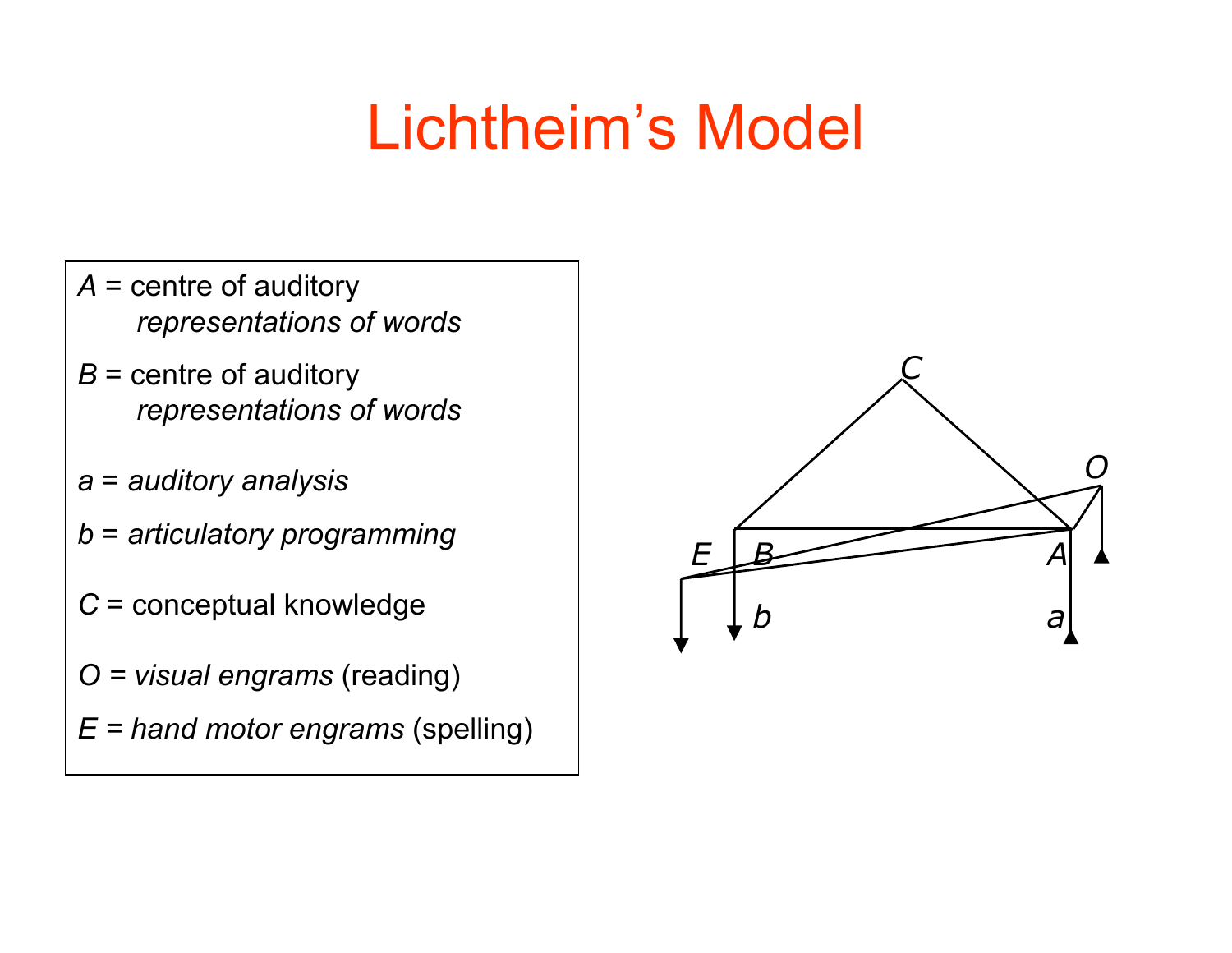# Lichtheim's Model

*A* = centre of auditory *representations of words*

*B* = centre of auditory *representations of words*

*a* = *auditory analysis*

*b* = *articulatory programming*

*C* = conceptual knowledge

*O* = *visual engrams* (reading)

*E* = *hand motor engrams* (spelling)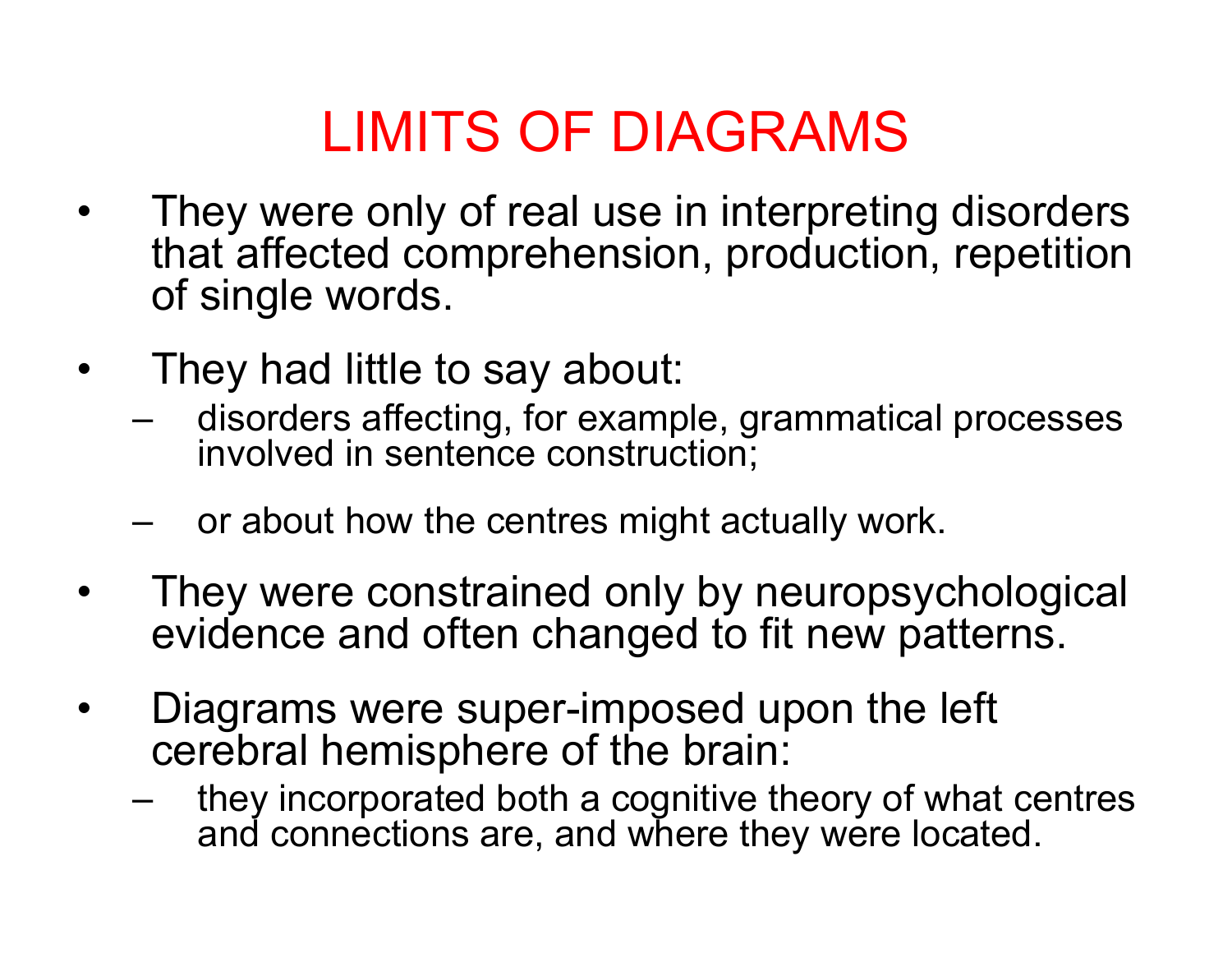# LIMITS OF DIAGRAMS

- They were only of real use in interpreting disorders that affected comprehension, production, repetition of single words.
- They had little to say about:
  - disorders affecting, for example, grammatical processes involved in sentence construction;
  - or about how the centres might actually work.
- They were constrained only by neuropsychological evidence and often changed to fit new patterns.
- Diagrams were super-imposed upon the left cerebral hemisphere of the brain:
  - they incorporated both a cognitive theory of what centres and connections are, and where they were located.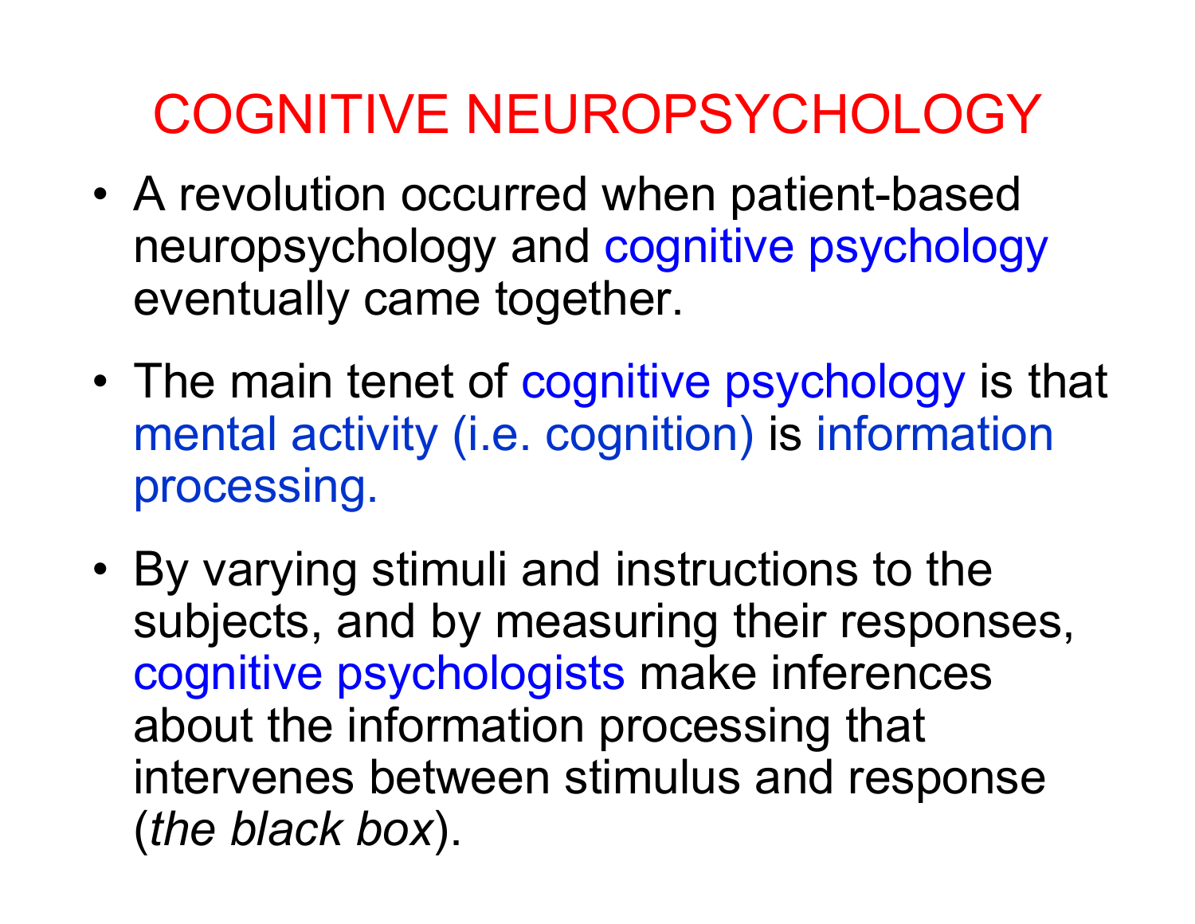# COGNITIVE NEUROPSYCHOLOGY

- A revolution occurred when patient-based neuropsychology and cognitive psychology eventually came together.
- The main tenet of cognitive psychology is that mental activity (i.e. cognition) is information processing.
- By varying stimuli and instructions to the subjects, and by measuring their responses, cognitive psychologists make inferences about the information processing that intervenes between stimulus and response (*the black box*).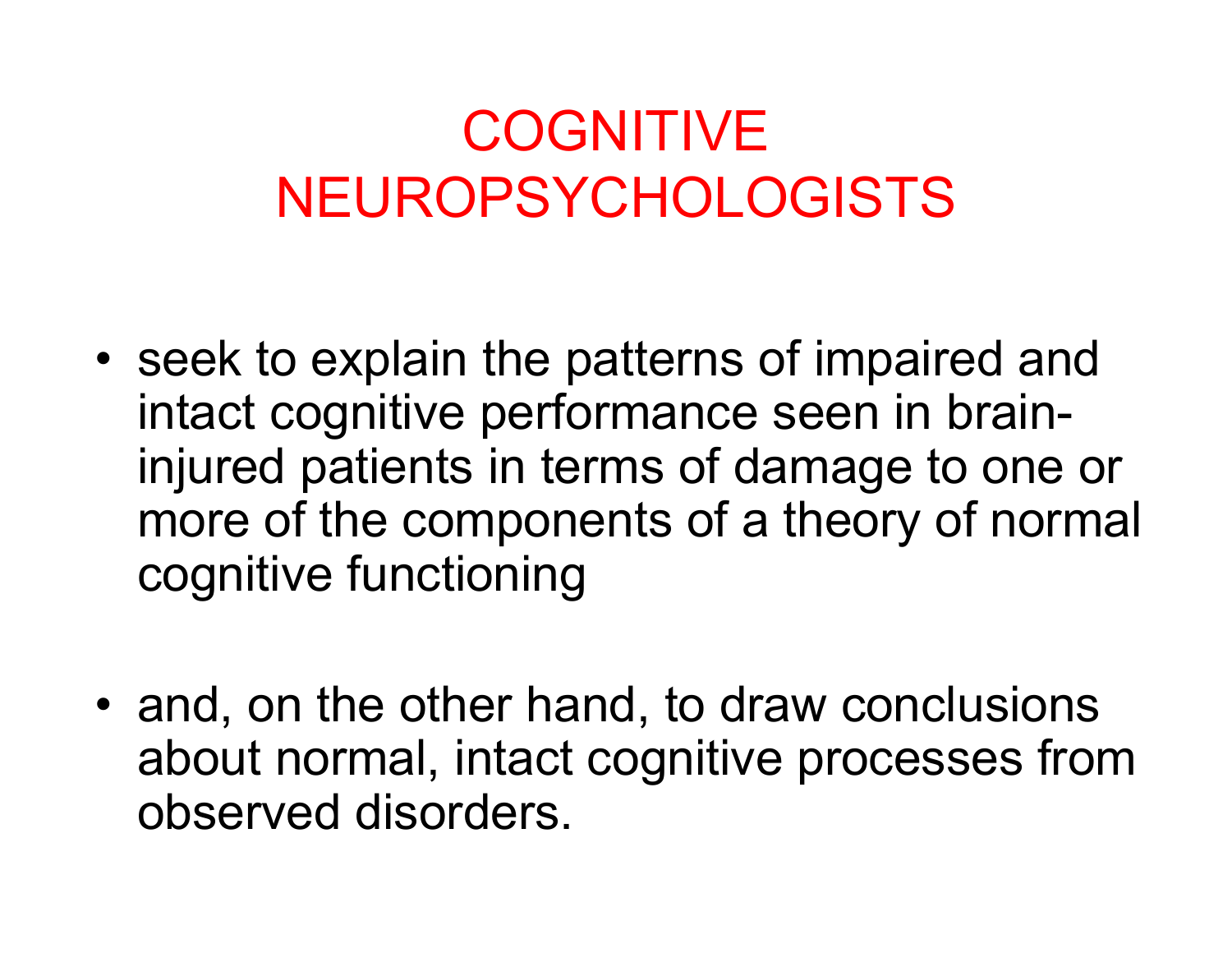# COGNITIVE NEUROPSYCHOLOGISTS

- seek to explain the patterns of impaired and intact cognitive performance seen in brain-injured patients in terms of damage to one or more of the components of a theory of normal cognitive functioning

- and, on the other hand, to draw conclusions about normal, intact cognitive processes from observed disorders.